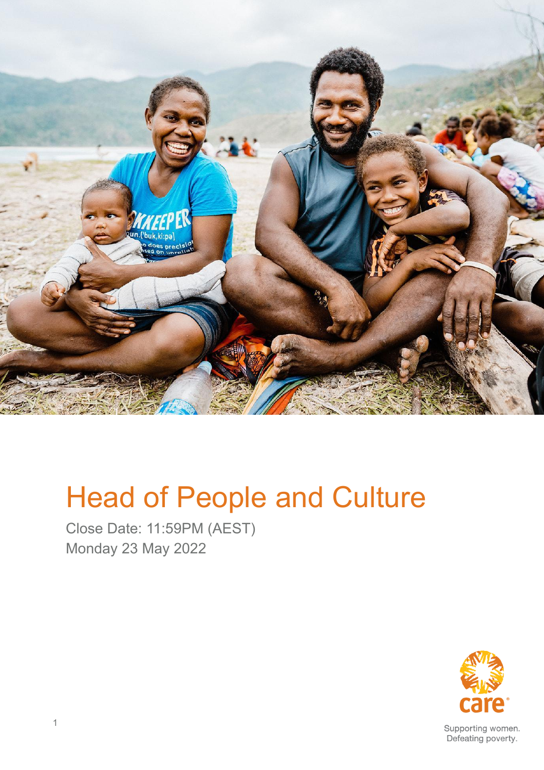# Head of People and Culture

Close Date: 11:59PM (AEST)
Monday 23 May 2022

care

Supporting women.
Defeating poverty.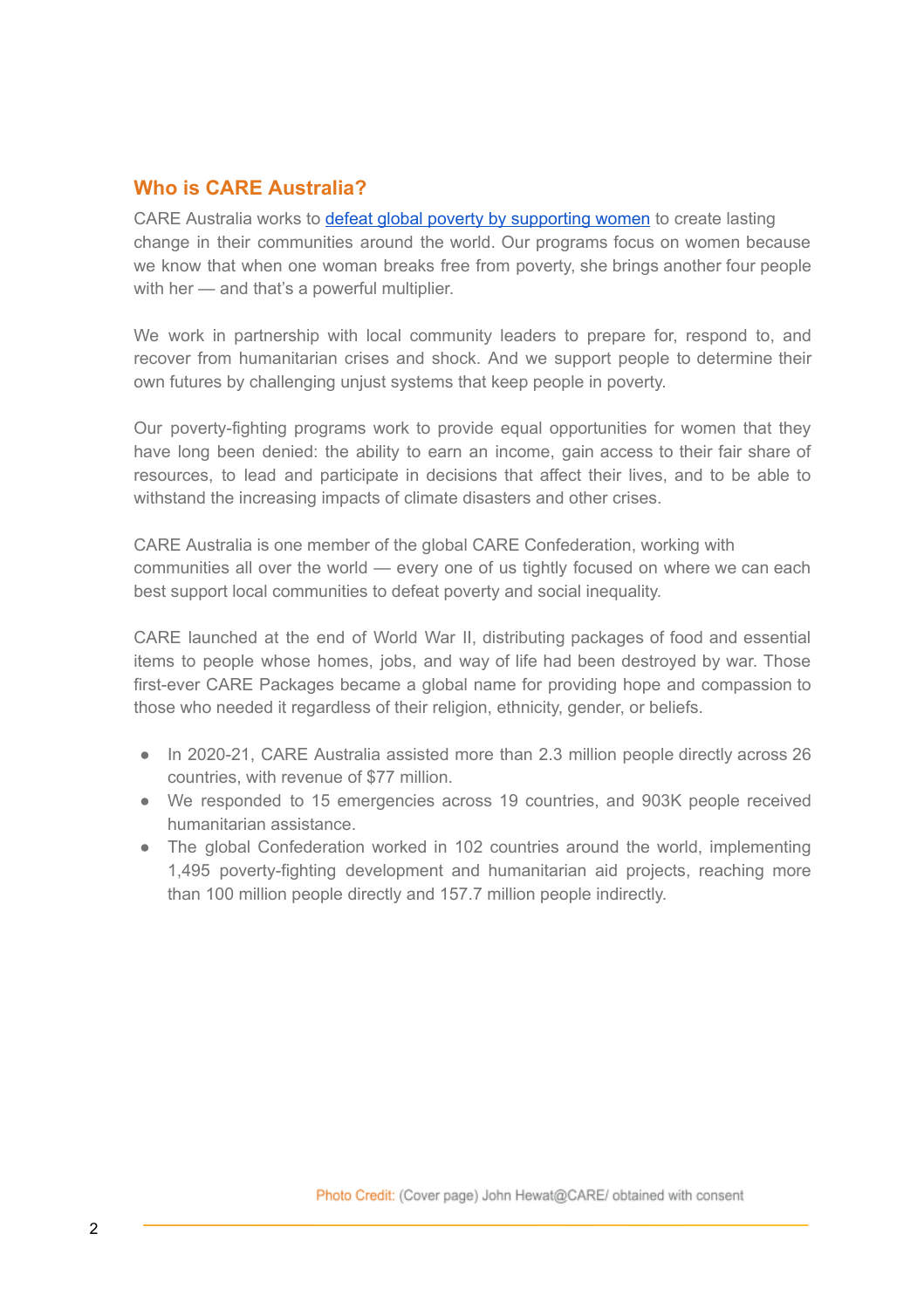## Who is CARE Australia?

CARE Australia works to [defeat global poverty by supporting women] to create lasting change in their communities around the world. Our programs focus on women because we know that when one woman breaks free from poverty, she brings another four people with her — and that's a powerful multiplier.

We work in partnership with local community leaders to prepare for, respond to, and recover from humanitarian crises and shock. And we support people to determine their own futures by challenging unjust systems that keep people in poverty.

Our poverty-fighting programs work to provide equal opportunities for women that they have long been denied: the ability to earn an income, gain access to their fair share of resources, to lead and participate in decisions that affect their lives, and to be able to withstand the increasing impacts of climate disasters and other crises.

CARE Australia is one member of the global CARE Confederation, working with communities all over the world — every one of us tightly focused on where we can each best support local communities to defeat poverty and social inequality.

CARE launched at the end of World War II, distributing packages of food and essential items to people whose homes, jobs, and way of life had been destroyed by war. Those first-ever CARE Packages became a global name for providing hope and compassion to those who needed it regardless of their religion, ethnicity, gender, or beliefs.

- In 2020-21, CARE Australia assisted more than 2.3 million people directly across 26 countries, with revenue of $77 million.
- We responded to 15 emergencies across 19 countries, and 903K people received humanitarian assistance.
- The global Confederation worked in 102 countries around the world, implementing 1,495 poverty-fighting development and humanitarian aid projects, reaching more than 100 million people directly and 157.7 million people indirectly.

Photo Credit: (Cover page) John Hewat@CARE/ obtained with consent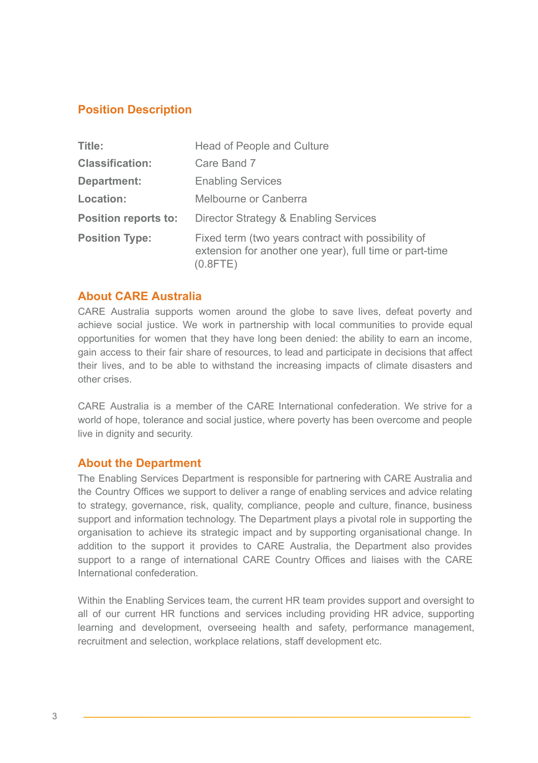## Position Description

| | |
|---|---|
| **Title:** | Head of People and Culture |
| **Classification:** | Care Band 7 |
| **Department:** | Enabling Services |
| **Location:** | Melbourne or Canberra |
| **Position reports to:** | Director Strategy & Enabling Services |
| **Position Type:** | Fixed term (two years contract with possibility of extension for another one year), full time or part-time (0.8FTE) |

## About CARE Australia

CARE Australia supports women around the globe to save lives, defeat poverty and achieve social justice. We work in partnership with local communities to provide equal opportunities for women that they have long been denied: the ability to earn an income, gain access to their fair share of resources, to lead and participate in decisions that affect their lives, and to be able to withstand the increasing impacts of climate disasters and other crises.

CARE Australia is a member of the CARE International confederation. We strive for a world of hope, tolerance and social justice, where poverty has been overcome and people live in dignity and security.

## About the Department

The Enabling Services Department is responsible for partnering with CARE Australia and the Country Offices we support to deliver a range of enabling services and advice relating to strategy, governance, risk, quality, compliance, people and culture, finance, business support and information technology. The Department plays a pivotal role in supporting the organisation to achieve its strategic impact and by supporting organisational change. In addition to the support it provides to CARE Australia, the Department also provides support to a range of international CARE Country Offices and liaises with the CARE International confederation.

Within the Enabling Services team, the current HR team provides support and oversight to all of our current HR functions and services including providing HR advice, supporting learning and development, overseeing health and safety, performance management, recruitment and selection, workplace relations, staff development etc.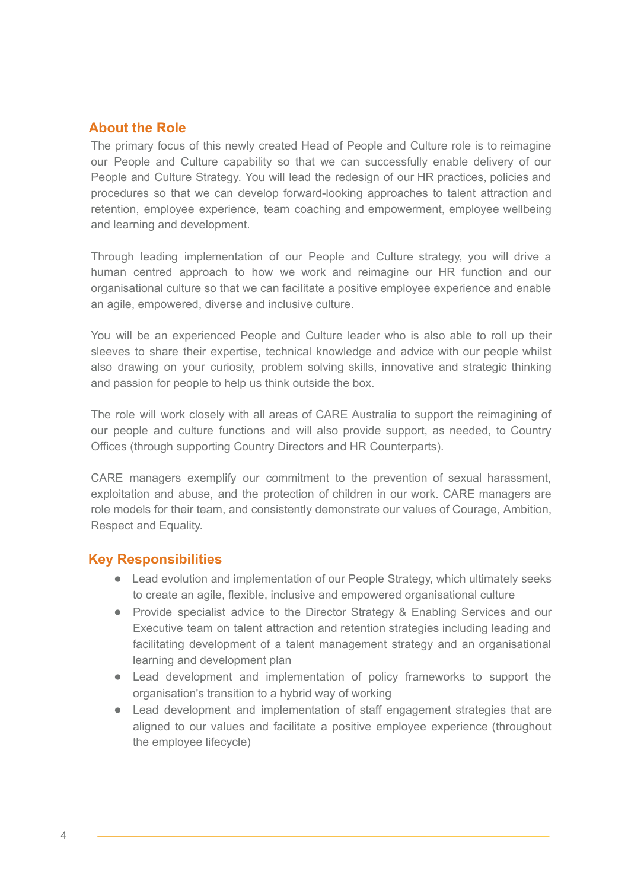## About the Role

The primary focus of this newly created Head of People and Culture role is to reimagine our People and Culture capability so that we can successfully enable delivery of our People and Culture Strategy. You will lead the redesign of our HR practices, policies and procedures so that we can develop forward-looking approaches to talent attraction and retention, employee experience, team coaching and empowerment, employee wellbeing and learning and development.

Through leading implementation of our People and Culture strategy, you will drive a human centred approach to how we work and reimagine our HR function and our organisational culture so that we can facilitate a positive employee experience and enable an agile, empowered, diverse and inclusive culture.

You will be an experienced People and Culture leader who is also able to roll up their sleeves to share their expertise, technical knowledge and advice with our people whilst also drawing on your curiosity, problem solving skills, innovative and strategic thinking and passion for people to help us think outside the box.

The role will work closely with all areas of CARE Australia to support the reimagining of our people and culture functions and will also provide support, as needed, to Country Offices (through supporting Country Directors and HR Counterparts).

CARE managers exemplify our commitment to the prevention of sexual harassment, exploitation and abuse, and the protection of children in our work. CARE managers are role models for their team, and consistently demonstrate our values of Courage, Ambition, Respect and Equality.

## Key Responsibilities

- Lead evolution and implementation of our People Strategy, which ultimately seeks to create an agile, flexible, inclusive and empowered organisational culture
- Provide specialist advice to the Director Strategy & Enabling Services and our Executive team on talent attraction and retention strategies including leading and facilitating development of a talent management strategy and an organisational learning and development plan
- Lead development and implementation of policy frameworks to support the organisation's transition to a hybrid way of working
- Lead development and implementation of staff engagement strategies that are aligned to our values and facilitate a positive employee experience (throughout the employee lifecycle)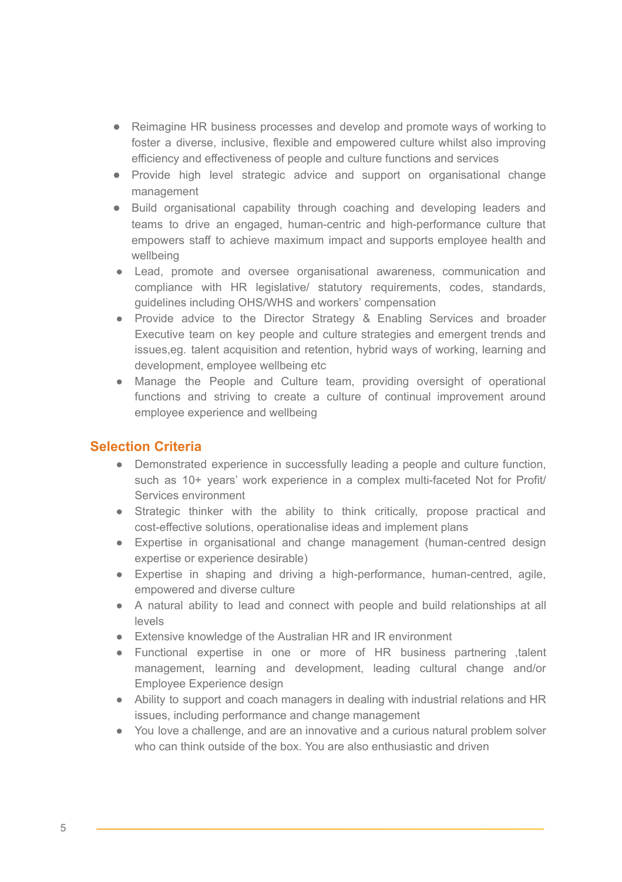- Reimagine HR business processes and develop and promote ways of working to foster a diverse, inclusive, flexible and empowered culture whilst also improving efficiency and effectiveness of people and culture functions and services
- Provide high level strategic advice and support on organisational change management
- Build organisational capability through coaching and developing leaders and teams to drive an engaged, human-centric and high-performance culture that empowers staff to achieve maximum impact and supports employee health and wellbeing
- Lead, promote and oversee organisational awareness, communication and compliance with HR legislative/ statutory requirements, codes, standards, guidelines including OHS/WHS and workers' compensation
- Provide advice to the Director Strategy & Enabling Services and broader Executive team on key people and culture strategies and emergent trends and issues,eg. talent acquisition and retention, hybrid ways of working, learning and development, employee wellbeing etc
- Manage the People and Culture team, providing oversight of operational functions and striving to create a culture of continual improvement around employee experience and wellbeing

## Selection Criteria

- Demonstrated experience in successfully leading a people and culture function, such as 10+ years' work experience in a complex multi-faceted Not for Profit/ Services environment
- Strategic thinker with the ability to think critically, propose practical and cost-effective solutions, operationalise ideas and implement plans
- Expertise in organisational and change management (human-centred design expertise or experience desirable)
- Expertise in shaping and driving a high-performance, human-centred, agile, empowered and diverse culture
- A natural ability to lead and connect with people and build relationships at all levels
- Extensive knowledge of the Australian HR and IR environment
- Functional expertise in one or more of HR business partnering ,talent management, learning and development, leading cultural change and/or Employee Experience design
- Ability to support and coach managers in dealing with industrial relations and HR issues, including performance and change management
- You love a challenge, and are an innovative and a curious natural problem solver who can think outside of the box. You are also enthusiastic and driven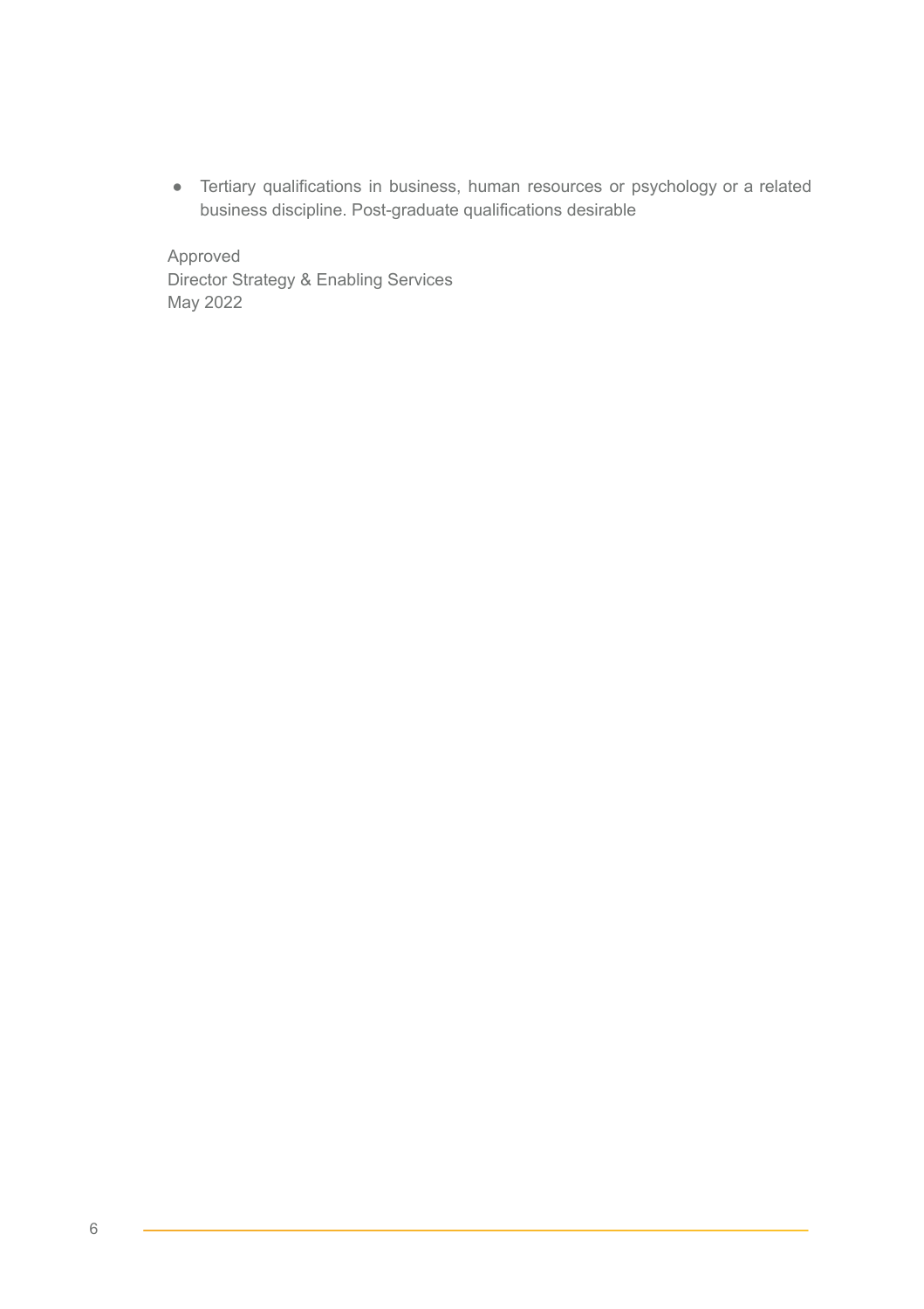- Tertiary qualifications in business, human resources or psychology or a related business discipline. Post-graduate qualifications desirable

Approved
Director Strategy & Enabling Services
May 2022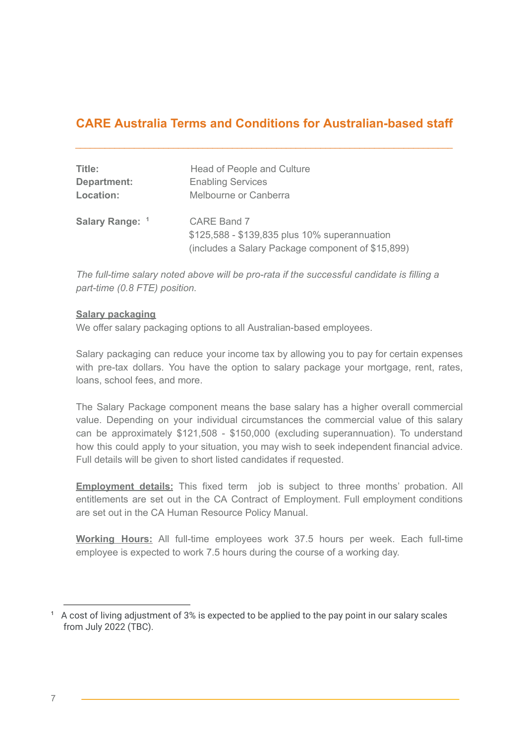## CARE Australia Terms and Conditions for Australian-based staff

**Title:** Head of People and Culture
**Department:** Enabling Services
**Location:** Melbourne or Canberra

**Salary Range:** [1] CARE Band 7
$125,588 - $139,835 plus 10% superannuation
(includes a Salary Package component of $15,899)

*The full-time salary noted above will be pro-rata if the successful candidate is filling a part-time (0.8 FTE) position.*

**Salary packaging**

We offer salary packaging options to all Australian-based employees.

Salary packaging can reduce your income tax by allowing you to pay for certain expenses with pre-tax dollars. You have the option to salary package your mortgage, rent, rates, loans, school fees, and more.

The Salary Package component means the base salary has a higher overall commercial value. Depending on your individual circumstances the commercial value of this salary can be approximately $121,508 - $150,000 (excluding superannuation). To understand how this could apply to your situation, you may wish to seek independent financial advice. Full details will be given to short listed candidates if requested.

**Employment details:** This fixed term job is subject to three months' probation. All entitlements are set out in the CA Contract of Employment. Full employment conditions are set out in the CA Human Resource Policy Manual.

**Working Hours:** All full-time employees work 37.5 hours per week. Each full-time employee is expected to work 7.5 hours during the course of a working day.

[1] A cost of living adjustment of 3% is expected to be applied to the pay point in our salary scales from July 2022 (TBC).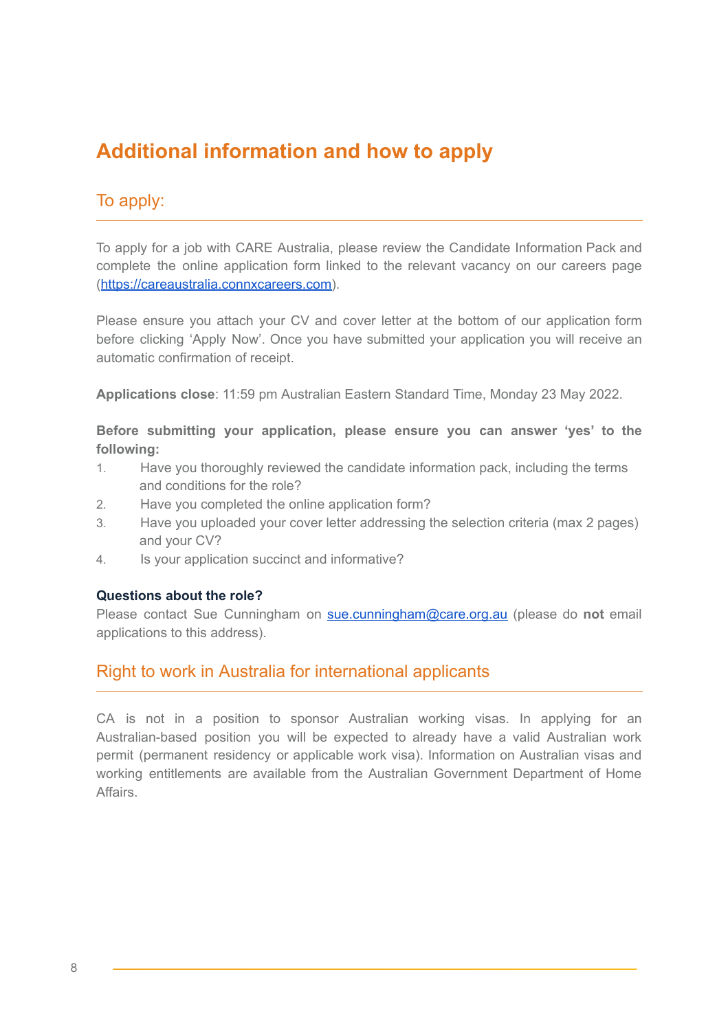# Additional information and how to apply

## To apply:

To apply for a job with CARE Australia, please review the Candidate Information Pack and complete the online application form linked to the relevant vacancy on our careers page (https://careaustralia.connxcareers.com).

Please ensure you attach your CV and cover letter at the bottom of our application form before clicking 'Apply Now'. Once you have submitted your application you will receive an automatic confirmation of receipt.

**Applications close**: 11:59 pm Australian Eastern Standard Time, Monday 23 May 2022.

**Before submitting your application, please ensure you can answer 'yes' to the following:**

1. Have you thoroughly reviewed the candidate information pack, including the terms and conditions for the role?
2. Have you completed the online application form?
3. Have you uploaded your cover letter addressing the selection criteria (max 2 pages) and your CV?
4. Is your application succinct and informative?

**Questions about the role?**
Please contact Sue Cunningham on sue.cunningham@care.org.au (please do **not** email applications to this address).

## Right to work in Australia for international applicants

CA is not in a position to sponsor Australian working visas. In applying for an Australian-based position you will be expected to already have a valid Australian work permit (permanent residency or applicable work visa). Information on Australian visas and working entitlements are available from the Australian Government Department of Home Affairs.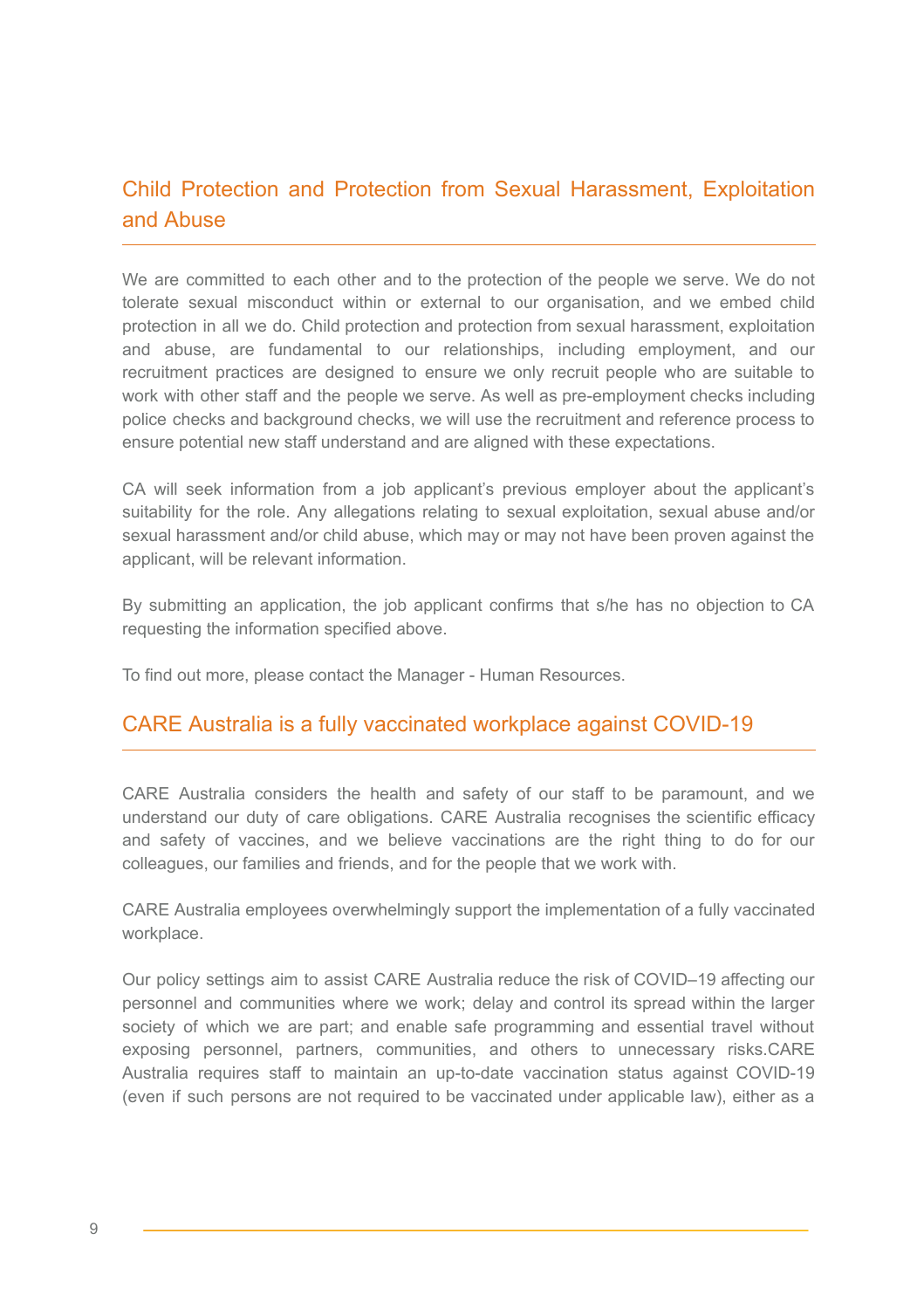## Child Protection and Protection from Sexual Harassment, Exploitation and Abuse

We are committed to each other and to the protection of the people we serve. We do not tolerate sexual misconduct within or external to our organisation, and we embed child protection in all we do. Child protection and protection from sexual harassment, exploitation and abuse, are fundamental to our relationships, including employment, and our recruitment practices are designed to ensure we only recruit people who are suitable to work with other staff and the people we serve. As well as pre-employment checks including police checks and background checks, we will use the recruitment and reference process to ensure potential new staff understand and are aligned with these expectations.

CA will seek information from a job applicant's previous employer about the applicant's suitability for the role. Any allegations relating to sexual exploitation, sexual abuse and/or sexual harassment and/or child abuse, which may or may not have been proven against the applicant, will be relevant information.

By submitting an application, the job applicant confirms that s/he has no objection to CA requesting the information specified above.

To find out more, please contact the Manager - Human Resources.

## CARE Australia is a fully vaccinated workplace against COVID-19

CARE Australia considers the health and safety of our staff to be paramount, and we understand our duty of care obligations. CARE Australia recognises the scientific efficacy and safety of vaccines, and we believe vaccinations are the right thing to do for our colleagues, our families and friends, and for the people that we work with.

CARE Australia employees overwhelmingly support the implementation of a fully vaccinated workplace.

Our policy settings aim to assist CARE Australia reduce the risk of COVID–19 affecting our personnel and communities where we work; delay and control its spread within the larger society of which we are part; and enable safe programming and essential travel without exposing personnel, partners, communities, and others to unnecessary risks.CARE Australia requires staff to maintain an up-to-date vaccination status against COVID-19 (even if such persons are not required to be vaccinated under applicable law), either as a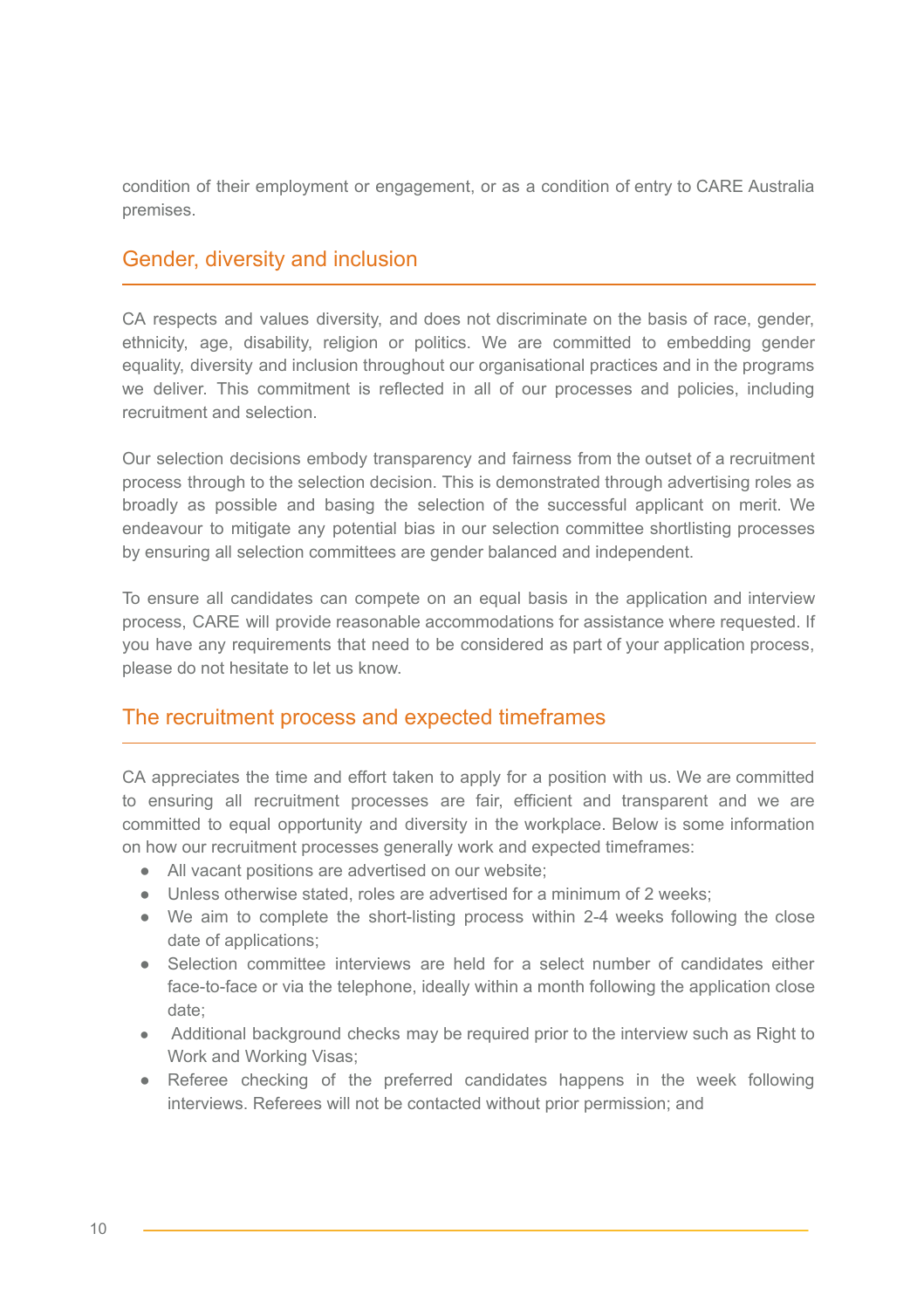condition of their employment or engagement, or as a condition of entry to CARE Australia premises.

## Gender, diversity and inclusion

CA respects and values diversity, and does not discriminate on the basis of race, gender, ethnicity, age, disability, religion or politics. We are committed to embedding gender equality, diversity and inclusion throughout our organisational practices and in the programs we deliver. This commitment is reflected in all of our processes and policies, including recruitment and selection.

Our selection decisions embody transparency and fairness from the outset of a recruitment process through to the selection decision. This is demonstrated through advertising roles as broadly as possible and basing the selection of the successful applicant on merit. We endeavour to mitigate any potential bias in our selection committee shortlisting processes by ensuring all selection committees are gender balanced and independent.

To ensure all candidates can compete on an equal basis in the application and interview process, CARE will provide reasonable accommodations for assistance where requested. If you have any requirements that need to be considered as part of your application process, please do not hesitate to let us know.

## The recruitment process and expected timeframes

CA appreciates the time and effort taken to apply for a position with us. We are committed to ensuring all recruitment processes are fair, efficient and transparent and we are committed to equal opportunity and diversity in the workplace. Below is some information on how our recruitment processes generally work and expected timeframes:

- All vacant positions are advertised on our website;
- Unless otherwise stated, roles are advertised for a minimum of 2 weeks;
- We aim to complete the short-listing process within 2-4 weeks following the close date of applications;
- Selection committee interviews are held for a select number of candidates either face-to-face or via the telephone, ideally within a month following the application close date;
- Additional background checks may be required prior to the interview such as Right to Work and Working Visas;
- Referee checking of the preferred candidates happens in the week following interviews. Referees will not be contacted without prior permission; and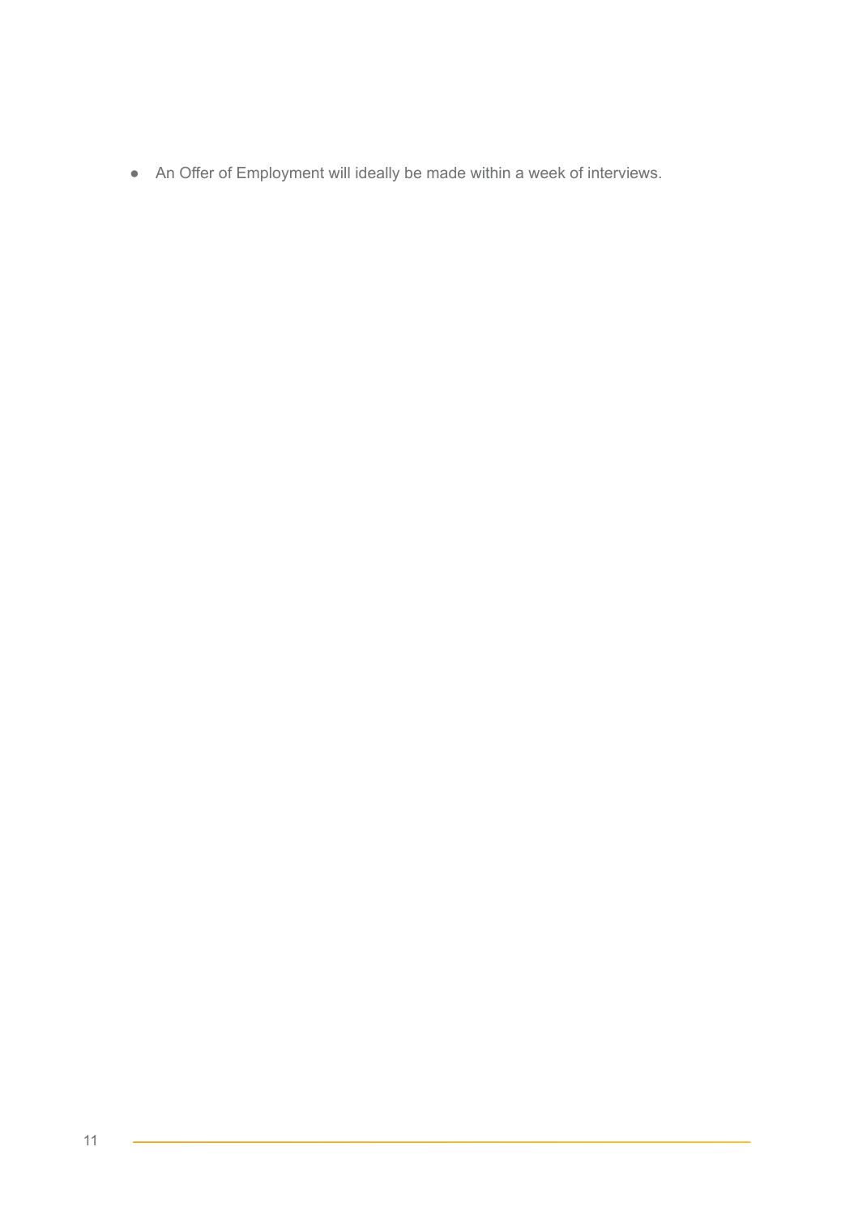- An Offer of Employment will ideally be made within a week of interviews.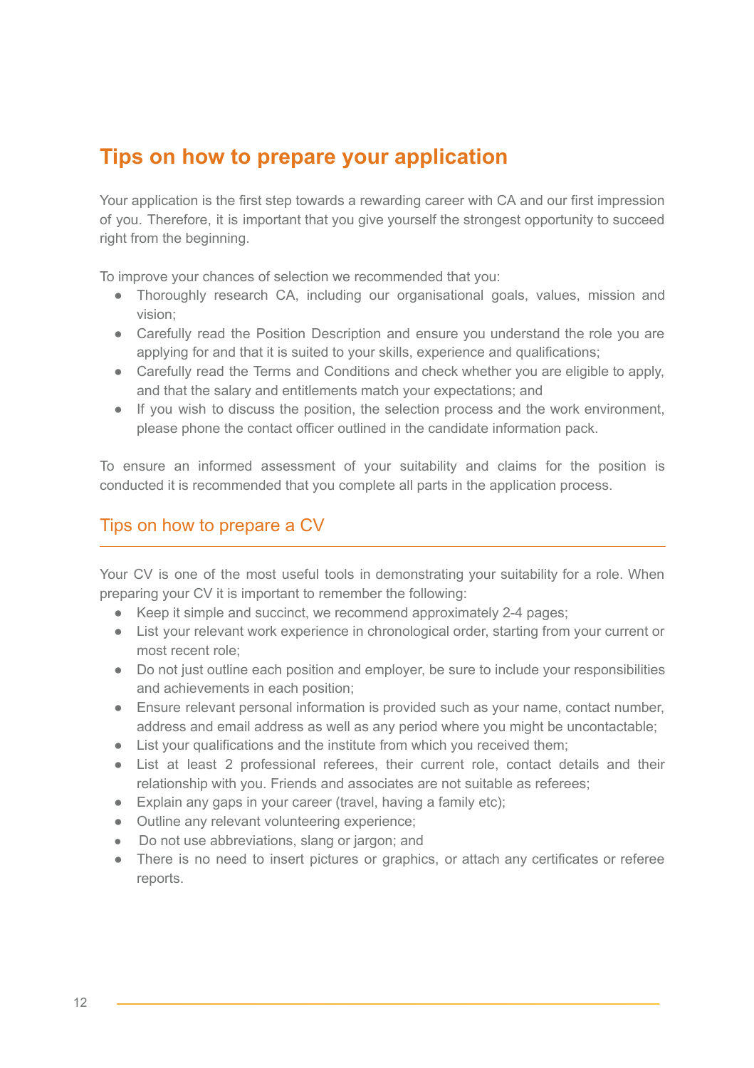# Tips on how to prepare your application

Your application is the first step towards a rewarding career with CA and our first impression of you. Therefore, it is important that you give yourself the strongest opportunity to succeed right from the beginning.

To improve your chances of selection we recommended that you:

- Thoroughly research CA, including our organisational goals, values, mission and vision;
- Carefully read the Position Description and ensure you understand the role you are applying for and that it is suited to your skills, experience and qualifications;
- Carefully read the Terms and Conditions and check whether you are eligible to apply, and that the salary and entitlements match your expectations; and
- If you wish to discuss the position, the selection process and the work environment, please phone the contact officer outlined in the candidate information pack.

To ensure an informed assessment of your suitability and claims for the position is conducted it is recommended that you complete all parts in the application process.

## Tips on how to prepare a CV

Your CV is one of the most useful tools in demonstrating your suitability for a role. When preparing your CV it is important to remember the following:

- Keep it simple and succinct, we recommend approximately 2-4 pages;
- List your relevant work experience in chronological order, starting from your current or most recent role;
- Do not just outline each position and employer, be sure to include your responsibilities and achievements in each position;
- Ensure relevant personal information is provided such as your name, contact number, address and email address as well as any period where you might be uncontactable;
- List your qualifications and the institute from which you received them;
- List at least 2 professional referees, their current role, contact details and their relationship with you. Friends and associates are not suitable as referees;
- Explain any gaps in your career (travel, having a family etc);
- Outline any relevant volunteering experience;
- Do not use abbreviations, slang or jargon; and
- There is no need to insert pictures or graphics, or attach any certificates or referee reports.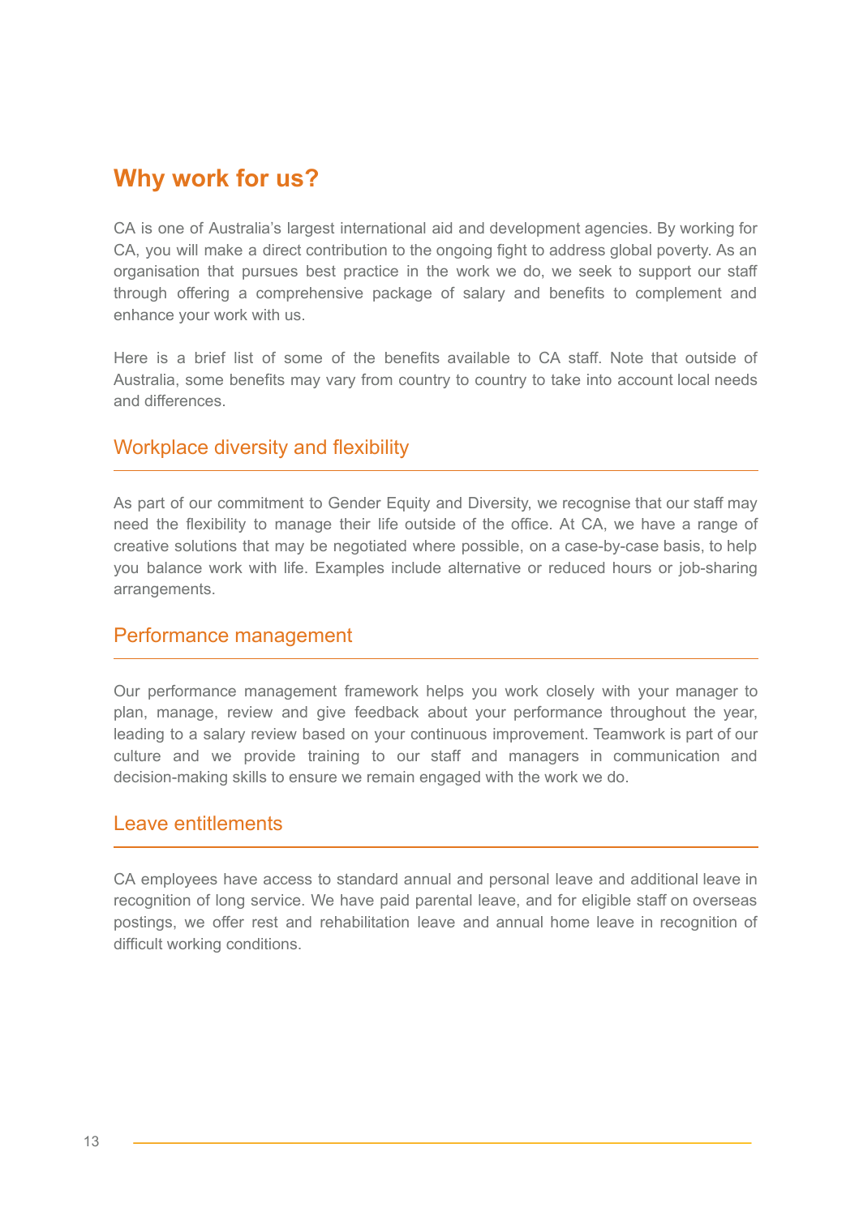# Why work for us?

CA is one of Australia's largest international aid and development agencies. By working for CA, you will make a direct contribution to the ongoing fight to address global poverty. As an organisation that pursues best practice in the work we do, we seek to support our staff through offering a comprehensive package of salary and benefits to complement and enhance your work with us.

Here is a brief list of some of the benefits available to CA staff. Note that outside of Australia, some benefits may vary from country to country to take into account local needs and differences.

## Workplace diversity and flexibility

As part of our commitment to Gender Equity and Diversity, we recognise that our staff may need the flexibility to manage their life outside of the office. At CA, we have a range of creative solutions that may be negotiated where possible, on a case-by-case basis, to help you balance work with life. Examples include alternative or reduced hours or job-sharing arrangements.

## Performance management

Our performance management framework helps you work closely with your manager to plan, manage, review and give feedback about your performance throughout the year, leading to a salary review based on your continuous improvement. Teamwork is part of our culture and we provide training to our staff and managers in communication and decision-making skills to ensure we remain engaged with the work we do.

## Leave entitlements

CA employees have access to standard annual and personal leave and additional leave in recognition of long service. We have paid parental leave, and for eligible staff on overseas postings, we offer rest and rehabilitation leave and annual home leave in recognition of difficult working conditions.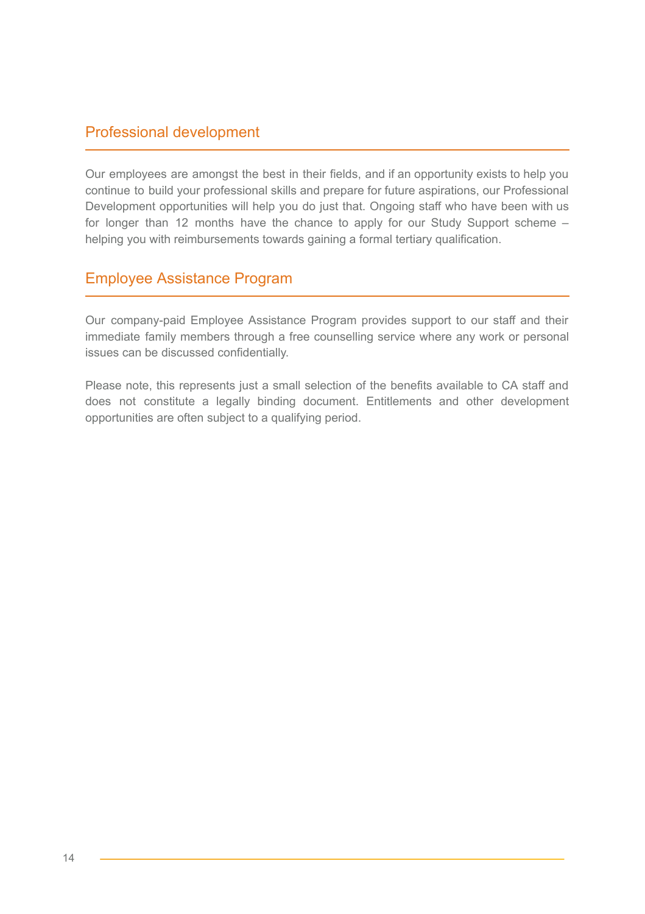## Professional development

Our employees are amongst the best in their fields, and if an opportunity exists to help you continue to build your professional skills and prepare for future aspirations, our Professional Development opportunities will help you do just that. Ongoing staff who have been with us for longer than 12 months have the chance to apply for our Study Support scheme – helping you with reimbursements towards gaining a formal tertiary qualification.

## Employee Assistance Program

Our company-paid Employee Assistance Program provides support to our staff and their immediate family members through a free counselling service where any work or personal issues can be discussed confidentially.

Please note, this represents just a small selection of the benefits available to CA staff and does not constitute a legally binding document. Entitlements and other development opportunities are often subject to a qualifying period.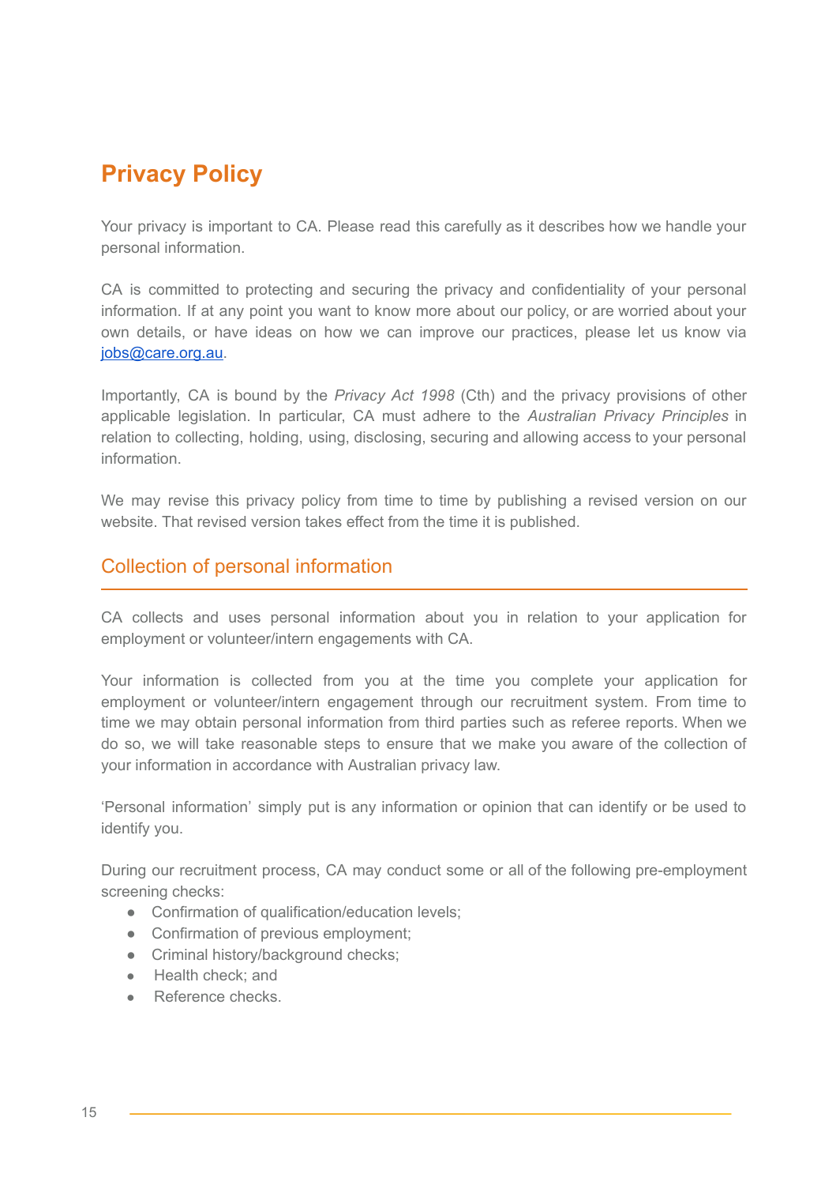# Privacy Policy

Your privacy is important to CA. Please read this carefully as it describes how we handle your personal information.

CA is committed to protecting and securing the privacy and confidentiality of your personal information. If at any point you want to know more about our policy, or are worried about your own details, or have ideas on how we can improve our practices, please let us know via [jobs@care.org.au](mailto:jobs@care.org.au).

Importantly, CA is bound by the *Privacy Act 1998* (Cth) and the privacy provisions of other applicable legislation. In particular, CA must adhere to the *Australian Privacy Principles* in relation to collecting, holding, using, disclosing, securing and allowing access to your personal information.

We may revise this privacy policy from time to time by publishing a revised version on our website. That revised version takes effect from the time it is published.

## Collection of personal information

CA collects and uses personal information about you in relation to your application for employment or volunteer/intern engagements with CA.

Your information is collected from you at the time you complete your application for employment or volunteer/intern engagement through our recruitment system. From time to time we may obtain personal information from third parties such as referee reports. When we do so, we will take reasonable steps to ensure that we make you aware of the collection of your information in accordance with Australian privacy law.

'Personal information' simply put is any information or opinion that can identify or be used to identify you.

During our recruitment process, CA may conduct some or all of the following pre-employment screening checks:

- Confirmation of qualification/education levels;
- Confirmation of previous employment;
- Criminal history/background checks;
- Health check; and
- Reference checks.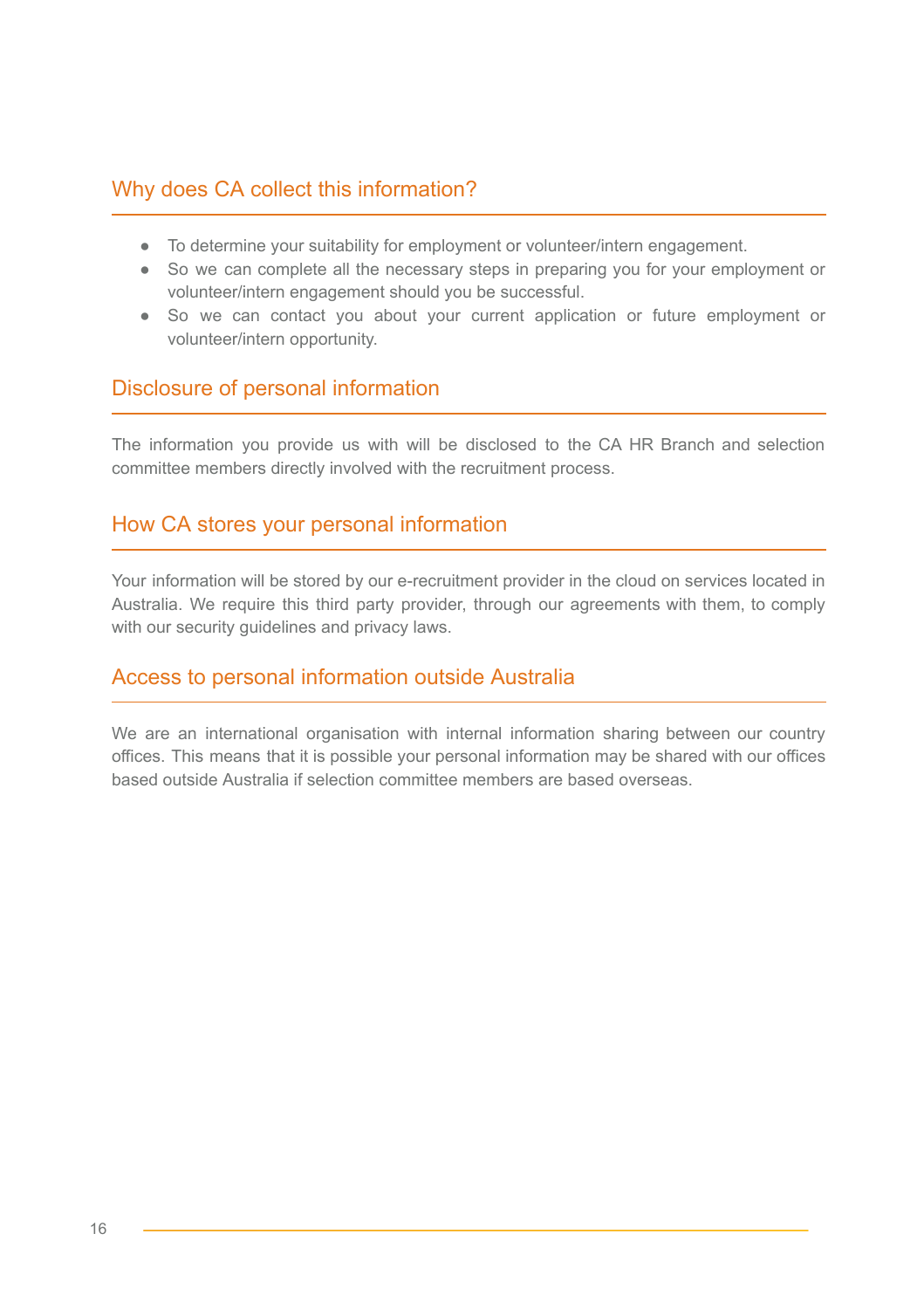## Why does CA collect this information?

- To determine your suitability for employment or volunteer/intern engagement.
- So we can complete all the necessary steps in preparing you for your employment or volunteer/intern engagement should you be successful.
- So we can contact you about your current application or future employment or volunteer/intern opportunity.

## Disclosure of personal information

The information you provide us with will be disclosed to the CA HR Branch and selection committee members directly involved with the recruitment process.

## How CA stores your personal information

Your information will be stored by our e-recruitment provider in the cloud on services located in Australia. We require this third party provider, through our agreements with them, to comply with our security guidelines and privacy laws.

## Access to personal information outside Australia

We are an international organisation with internal information sharing between our country offices. This means that it is possible your personal information may be shared with our offices based outside Australia if selection committee members are based overseas.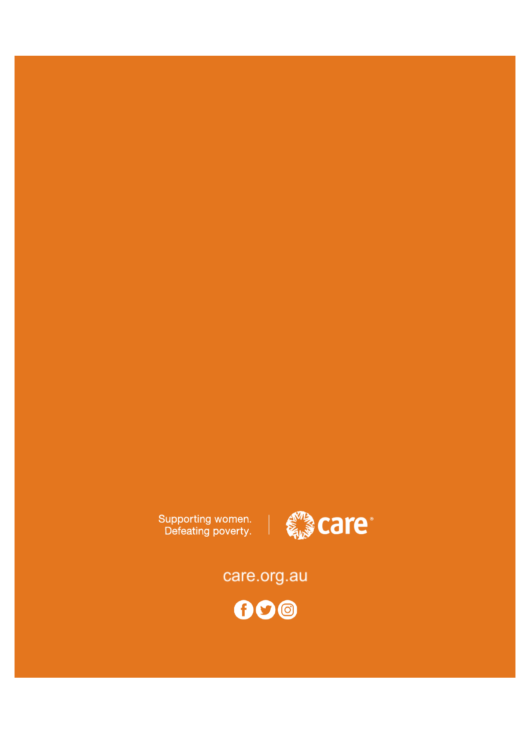Supporting women.
Defeating poverty.

care

care.org.au